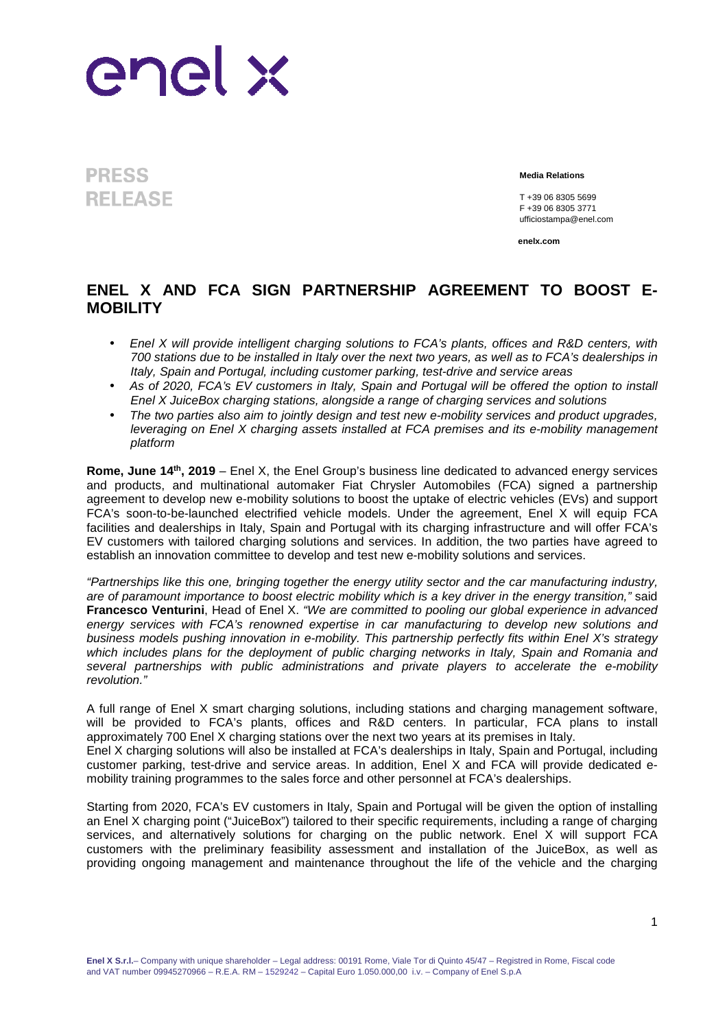enel x

**PRESS RELEASE**

**Media Relations**

T +39 06 8305 5699
F +39 06 8305 3771
ufficiostampa@enel.com

**enelx.com**

# ENEL X AND FCA SIGN PARTNERSHIP AGREEMENT TO BOOST E-MOBILITY

- *Enel X will provide intelligent charging solutions to FCA's plants, offices and R&D centers, with 700 stations due to be installed in Italy over the next two years, as well as to FCA's dealerships in Italy, Spain and Portugal, including customer parking, test-drive and service areas*
- *As of 2020, FCA's EV customers in Italy, Spain and Portugal will be offered the option to install Enel X JuiceBox charging stations, alongside a range of charging services and solutions*
- *The two parties also aim to jointly design and test new e-mobility services and product upgrades, leveraging on Enel X charging assets installed at FCA premises and its e-mobility management platform*

**Rome, June 14th, 2019** – Enel X, the Enel Group's business line dedicated to advanced energy services and products, and multinational automaker Fiat Chrysler Automobiles (FCA) signed a partnership agreement to develop new e-mobility solutions to boost the uptake of electric vehicles (EVs) and support FCA's soon-to-be-launched electrified vehicle models. Under the agreement, Enel X will equip FCA facilities and dealerships in Italy, Spain and Portugal with its charging infrastructure and will offer FCA's EV customers with tailored charging solutions and services. In addition, the two parties have agreed to establish an innovation committee to develop and test new e-mobility solutions and services.

*"Partnerships like this one, bringing together the energy utility sector and the car manufacturing industry, are of paramount importance to boost electric mobility which is a key driver in the energy transition,"* said **Francesco Venturini**, Head of Enel X. *"We are committed to pooling our global experience in advanced energy services with FCA's renowned expertise in car manufacturing to develop new solutions and business models pushing innovation in e-mobility. This partnership perfectly fits within Enel X's strategy which includes plans for the deployment of public charging networks in Italy, Spain and Romania and several partnerships with public administrations and private players to accelerate the e-mobility revolution."*

A full range of Enel X smart charging solutions, including stations and charging management software, will be provided to FCA's plants, offices and R&D centers. In particular, FCA plans to install approximately 700 Enel X charging stations over the next two years at its premises in Italy.
Enel X charging solutions will also be installed at FCA's dealerships in Italy, Spain and Portugal, including customer parking, test-drive and service areas. In addition, Enel X and FCA will provide dedicated e-mobility training programmes to the sales force and other personnel at FCA's dealerships.

Starting from 2020, FCA's EV customers in Italy, Spain and Portugal will be given the option of installing an Enel X charging point ("JuiceBox") tailored to their specific requirements, including a range of charging services, and alternatively solutions for charging on the public network. Enel X will support FCA customers with the preliminary feasibility assessment and installation of the JuiceBox, as well as providing ongoing management and maintenance throughout the life of the vehicle and the charging

**Enel X S.r.l.**– Company with unique shareholder – Legal address: 00191 Rome, Viale Tor di Quinto 45/47 – Registred in Rome, Fiscal code and VAT number 09945270966 – R.E.A. RM – 1529242 – Capital Euro 1.050.000,00 i.v. – Company of Enel S.p.A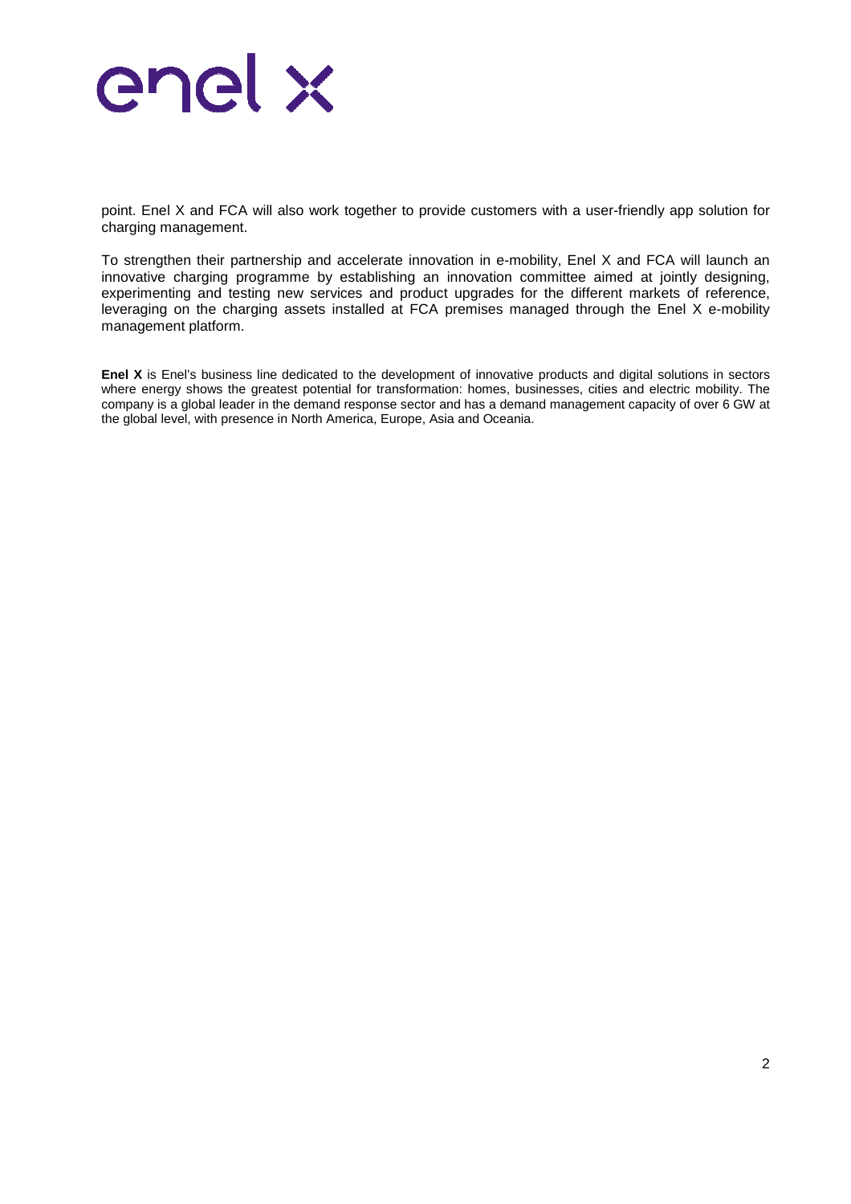point. Enel X and FCA will also work together to provide customers with a user-friendly app solution for charging management.

To strengthen their partnership and accelerate innovation in e-mobility, Enel X and FCA will launch an innovative charging programme by establishing an innovation committee aimed at jointly designing, experimenting and testing new services and product upgrades for the different markets of reference, leveraging on the charging assets installed at FCA premises managed through the Enel X e-mobility management platform.

**Enel X** is Enel's business line dedicated to the development of innovative products and digital solutions in sectors where energy shows the greatest potential for transformation: homes, businesses, cities and electric mobility. The company is a global leader in the demand response sector and has a demand management capacity of over 6 GW at the global level, with presence in North America, Europe, Asia and Oceania.